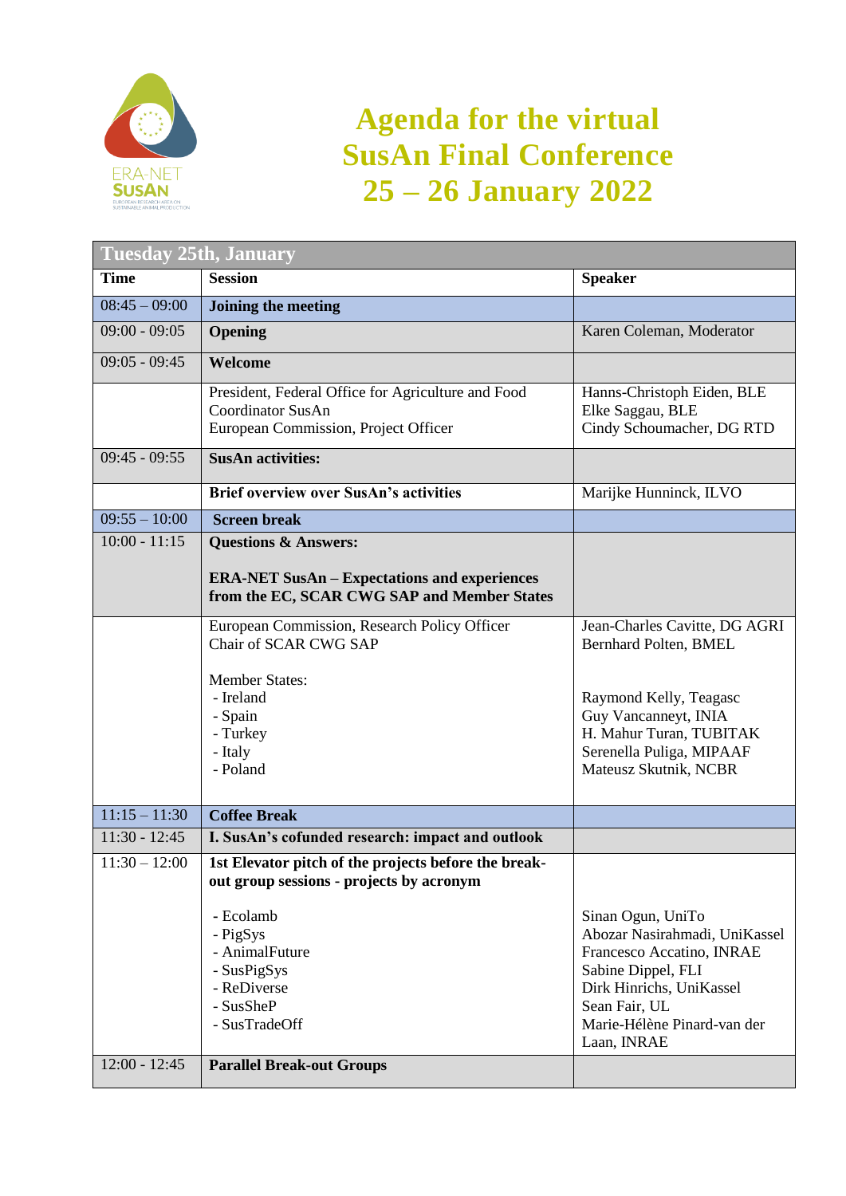# Agenda for the virtual SusAn Final Conference 25 – 26 January 2022

| Tuesday 25th, January | | |
|---|---|---|
| **Time** | **Session** | **Speaker** |
| 08:45 – 09:00 | **Joining the meeting** | |
| 09:00 - 09:05 | **Opening** | Karen Coleman, Moderator |
| 09:05 - 09:45 | **Welcome** | |
| | President, Federal Office for Agriculture and Food<br>Coordinator SusAn<br>European Commission, Project Officer | Hanns-Christoph Eiden, BLE<br>Elke Saggau, BLE<br>Cindy Schoumacher, DG RTD |
| 09:45 - 09:55 | **SusAn activities:** | |
| | **Brief overview over SusAn's activities** | Marijke Hunninck, ILVO |
| 09:55 – 10:00 | **Screen break** | |
| 10:00 - 11:15 | **Questions & Answers:**<br><br>**ERA-NET SusAn – Expectations and experiences from the EC, SCAR CWG SAP and Member States** | |
| | European Commission, Research Policy Officer<br>Chair of SCAR CWG SAP<br><br>Member States:<br>- Ireland<br>- Spain<br>- Turkey<br>- Italy<br>- Poland | Jean-Charles Cavitte, DG AGRI<br>Bernhard Polten, BMEL<br><br><br>Raymond Kelly, Teagasc<br>Guy Vancanneyt, INIA<br>H. Mahur Turan, TUBITAK<br>Serenella Puliga, MIPAAF<br>Mateusz Skutnik, NCBR |
| 11:15 – 11:30 | **Coffee Break** | |
| 11:30 - 12:45 | **I. SusAn's cofunded research: impact and outlook** | |
| 11:30 – 12:00 | **1st Elevator pitch of the projects before the break-out group sessions - projects by acronym**<br><br>- Ecolamb<br>- PigSys<br>- AnimalFuture<br>- SusPigSys<br>- ReDiverse<br>- SusSheP<br>- SusTradeOff | <br><br><br>Sinan Ogun, UniTo<br>Abozar Nasirahmadi, UniKassel<br>Francesco Accatino, INRAE<br>Sabine Dippel, FLI<br>Dirk Hinrichs, UniKassel<br>Sean Fair, UL<br>Marie-Hélène Pinard-van der Laan, INRAE |
| 12:00 - 12:45 | **Parallel Break-out Groups** | |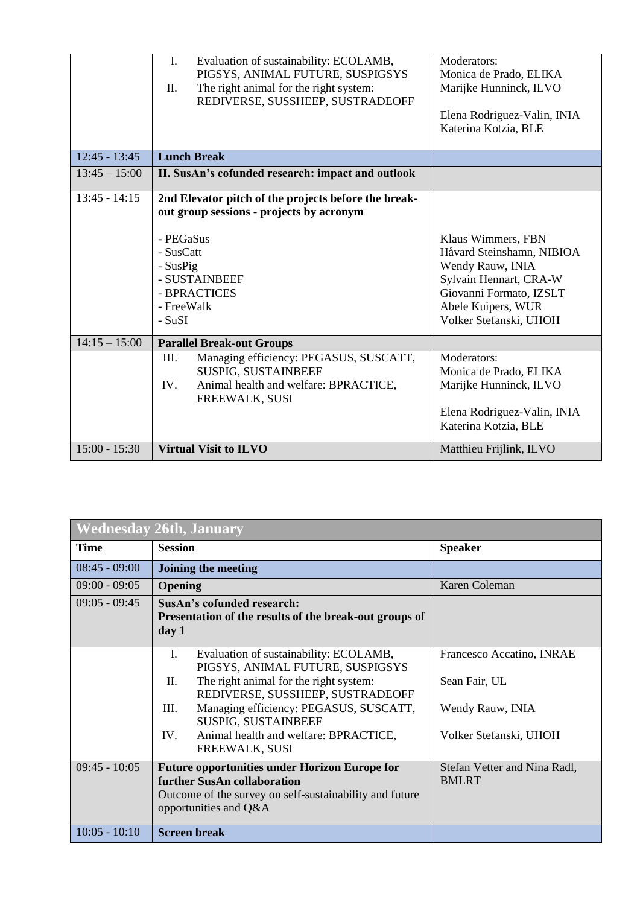| | | |
|---|---|---|
| | I. Evaluation of sustainability: ECOLAMB, PIGSYS, ANIMAL FUTURE, SUSPIGSYS<br>II. The right animal for the right system: REDIVERSE, SUSSHEEP, SUSTRADEOFF | Moderators:<br>Monica de Prado, ELIKA<br>Marijke Hunninck, ILVO<br><br>Elena Rodriguez-Valin, INIA<br>Katerina Kotzia, BLE |
| 12:45 - 13:45 | **Lunch Break** | |
| 13:45 – 15:00 | **II. SusAn's cofunded research: impact and outlook** | |
| 13:45 - 14:15 | **2nd Elevator pitch of the projects before the break-out group sessions - projects by acronym**<br><br>- PEGaSus<br>- SusCatt<br>- SusPig<br>- SUSTAINBEEF<br>- BPRACTICES<br>- FreeWalk<br>- SuSI | <br><br><br>Klaus Wimmers, FBN<br>Håvard Steinshamn, NIBIOA<br>Wendy Rauw, INIA<br>Sylvain Hennart, CRA-W<br>Giovanni Formato, IZSLT<br>Abele Kuipers, WUR<br>Volker Stefanski, UHOH |
| 14:15 – 15:00 | **Parallel Break-out Groups** | |
| | III. Managing efficiency: PEGASUS, SUSCATT, SUSPIG, SUSTAINBEEF<br>IV. Animal health and welfare: BPRACTICE, FREEWALK, SUSI | Moderators:<br>Monica de Prado, ELIKA<br>Marijke Hunninck, ILVO<br><br>Elena Rodriguez-Valin, INIA<br>Katerina Kotzia, BLE |
| 15:00 - 15:30 | **Virtual Visit to ILVO** | Matthieu Frijlink, ILVO |

| **Wednesday 26th, January** | | |
|---|---|---|
| **Time** | **Session** | **Speaker** |
| 08:45 - 09:00 | **Joining the meeting** | |
| 09:00 - 09:05 | **Opening** | Karen Coleman |
| 09:05 - 09:45 | **SusAn's cofunded research:**<br>**Presentation of the results of the break-out groups of day 1** | |
| | I. Evaluation of sustainability: ECOLAMB, PIGSYS, ANIMAL FUTURE, SUSPIGSYS<br>II. The right animal for the right system: REDIVERSE, SUSSHEEP, SUSTRADEOFF<br>III. Managing efficiency: PEGASUS, SUSCATT, SUSPIG, SUSTAINBEEF<br>IV. Animal health and welfare: BPRACTICE, FREEWALK, SUSI | Francesco Accatino, INRAE<br><br>Sean Fair, UL<br><br>Wendy Rauw, INIA<br><br>Volker Stefanski, UHOH |
| 09:45 - 10:05 | **Future opportunities under Horizon Europe for further SusAn collaboration**<br>Outcome of the survey on self-sustainability and future opportunities and Q&A | Stefan Vetter and Nina Radl, BMLRT |
| 10:05 - 10:10 | **Screen break** | |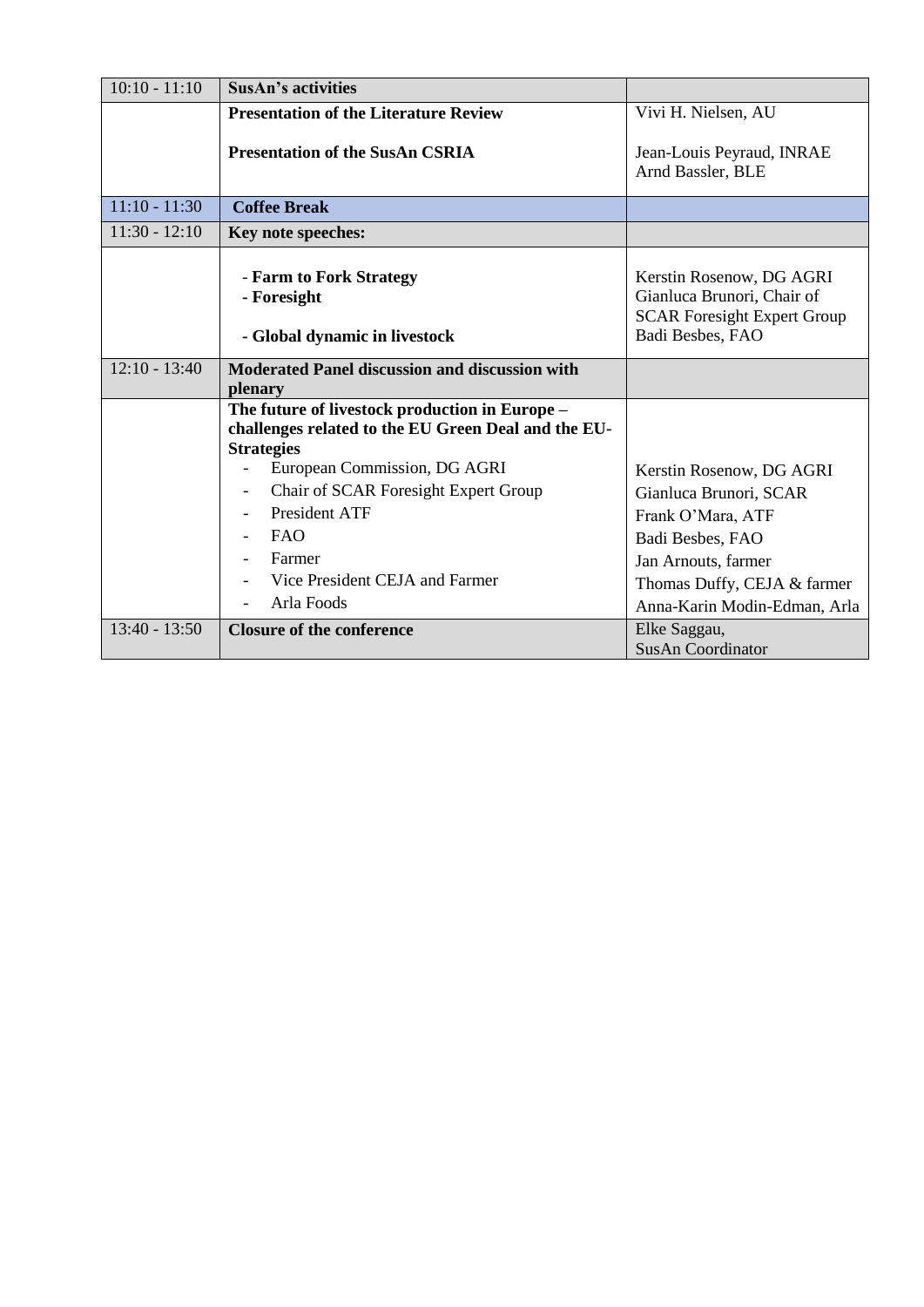| | | |
|---|---|---|
| 10:10 - 11:10 | **SusAn's activities** | |
| | **Presentation of the Literature Review**<br><br>**Presentation of the SusAn CSRIA** | Vivi H. Nielsen, AU<br><br>Jean-Louis Peyraud, INRAE<br>Arnd Bassler, BLE |
| 11:10 - 11:30 | **Coffee Break** | |
| 11:30 - 12:10 | **Key note speeches:** | |
| | - **Farm to Fork Strategy**<br>- **Foresight**<br><br>- **Global dynamic in livestock** | Kerstin Rosenow, DG AGRI<br>Gianluca Brunori, Chair of SCAR Foresight Expert Group<br>Badi Besbes, FAO |
| 12:10 - 13:40 | **Moderated Panel discussion and discussion with plenary** | |
| | **The future of livestock production in Europe – challenges related to the EU Green Deal and the EU-Strategies**<br>- European Commission, DG AGRI<br>- Chair of SCAR Foresight Expert Group<br>- President ATF<br>- FAO<br>- Farmer<br>- Vice President CEJA and Farmer<br>- Arla Foods | Kerstin Rosenow, DG AGRI<br>Gianluca Brunori, SCAR<br>Frank O'Mara, ATF<br>Badi Besbes, FAO<br>Jan Arnouts, farmer<br>Thomas Duffy, CEJA & farmer<br>Anna-Karin Modin-Edman, Arla |
| 13:40 - 13:50 | **Closure of the conference** | Elke Saggau,<br>SusAn Coordinator |